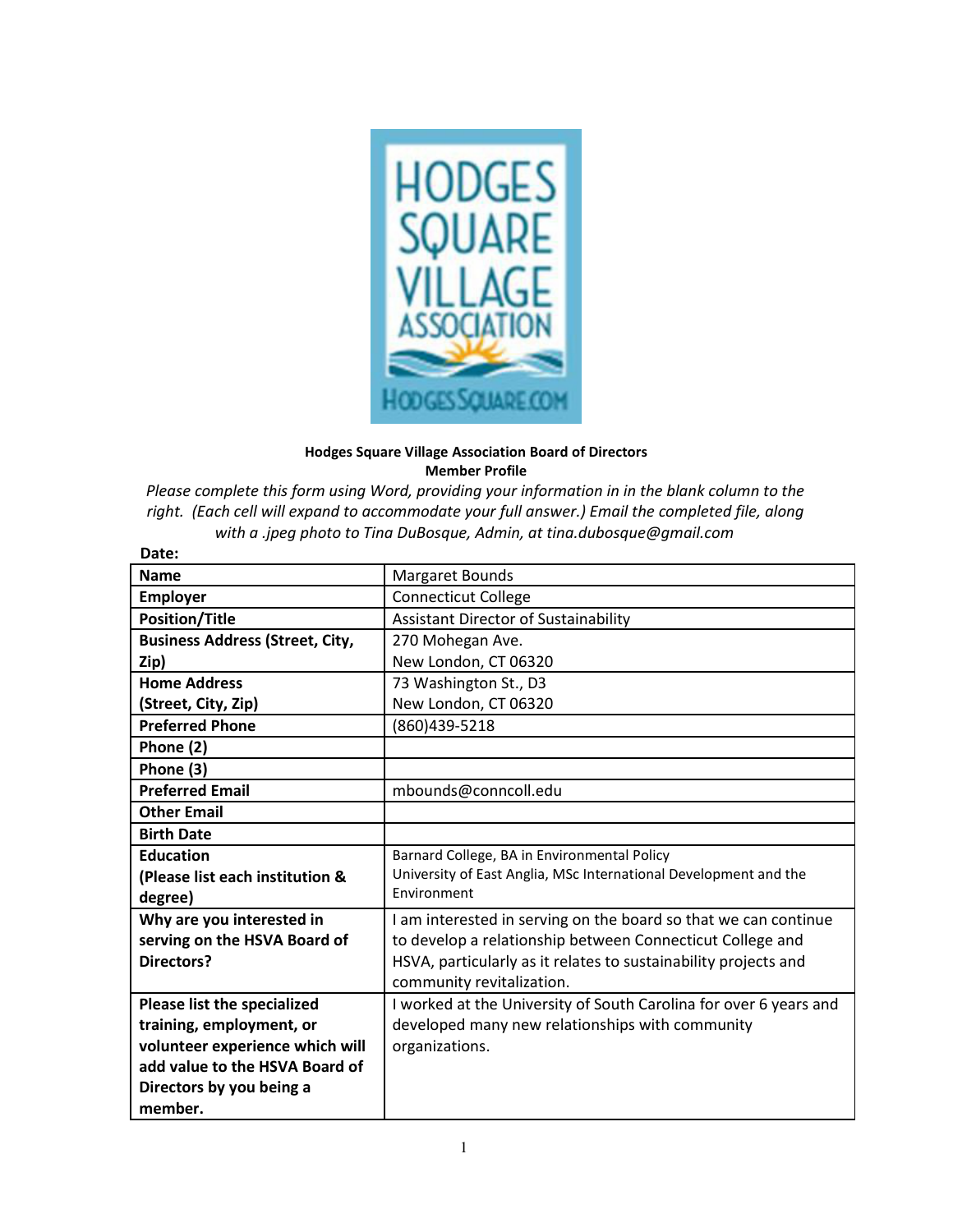**Hodges Square Village Association Board of Directors**
**Member Profile**

*Please complete this form using Word, providing your information in in the blank column to the right. (Each cell will expand to accommodate your full answer.) Email the completed file, along with a .jpeg photo to Tina DuBosque, Admin, at tina.dubosque@gmail.com*

**Date:**

| | |
|---|---|
| **Name** | Margaret Bounds |
| **Employer** | Connecticut College |
| **Position/Title** | Assistant Director of Sustainability |
| **Business Address (Street, City, Zip)** | 270 Mohegan Ave.<br>New London, CT 06320 |
| **Home Address (Street, City, Zip)** | 73 Washington St., D3<br>New London, CT 06320 |
| **Preferred Phone** | (860)439-5218 |
| **Phone (2)** | |
| **Phone (3)** | |
| **Preferred Email** | mbounds@conncoll.edu |
| **Other Email** | |
| **Birth Date** | |
| **Education (Please list each institution & degree)** | Barnard College, BA in Environmental Policy<br>University of East Anglia, MSc International Development and the Environment |
| **Why are you interested in serving on the HSVA Board of Directors?** | I am interested in serving on the board so that we can continue to develop a relationship between Connecticut College and HSVA, particularly as it relates to sustainability projects and community revitalization. |
| **Please list the specialized training, employment, or volunteer experience which will add value to the HSVA Board of Directors by you being a member.** | I worked at the University of South Carolina for over 6 years and developed many new relationships with community organizations. |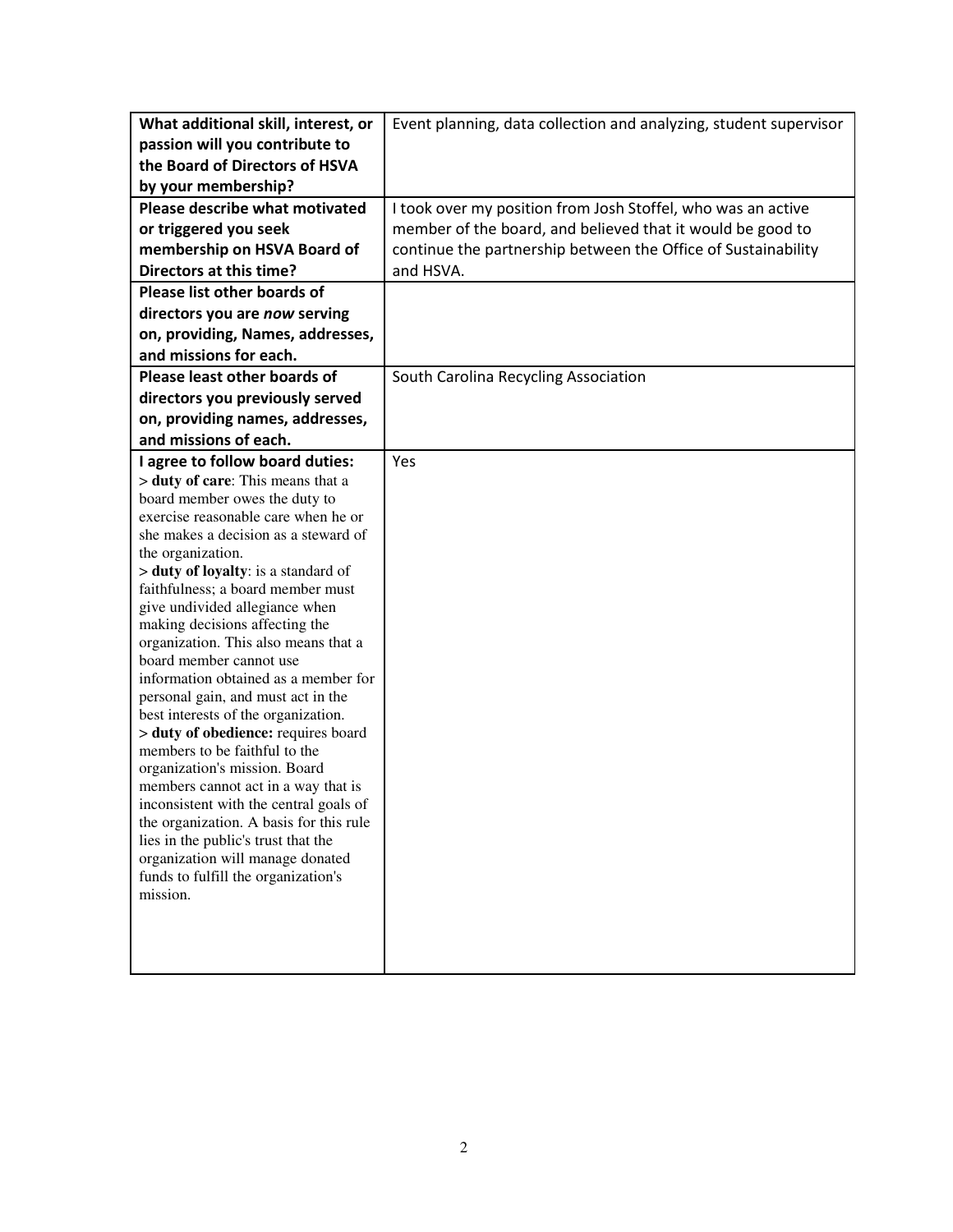| | |
|---|---|
| **What additional skill, interest, or passion will you contribute to the Board of Directors of HSVA by your membership?** | Event planning, data collection and analyzing, student supervisor |
| **Please describe what motivated or triggered you seek membership on HSVA Board of Directors at this time?** | I took over my position from Josh Stoffel, who was an active member of the board, and believed that it would be good to continue the partnership between the Office of Sustainability and HSVA. |
| **Please list other boards of directors you are *now* serving on, providing, Names, addresses, and missions for each.** | |
| **Please least other boards of directors you previously served on, providing names, addresses, and missions of each.** | South Carolina Recycling Association |
| **I agree to follow board duties:**<br>> **duty of care**: This means that a board member owes the duty to exercise reasonable care when he or she makes a decision as a steward of the organization.<br>> **duty of loyalty**: is a standard of faithfulness; a board member must give undivided allegiance when making decisions affecting the organization. This also means that a board member cannot use information obtained as a member for personal gain, and must act in the best interests of the organization.<br>> **duty of obedience:** requires board members to be faithful to the organization's mission. Board members cannot act in a way that is inconsistent with the central goals of the organization. A basis for this rule lies in the public's trust that the organization will manage donated funds to fulfill the organization's mission. | Yes |